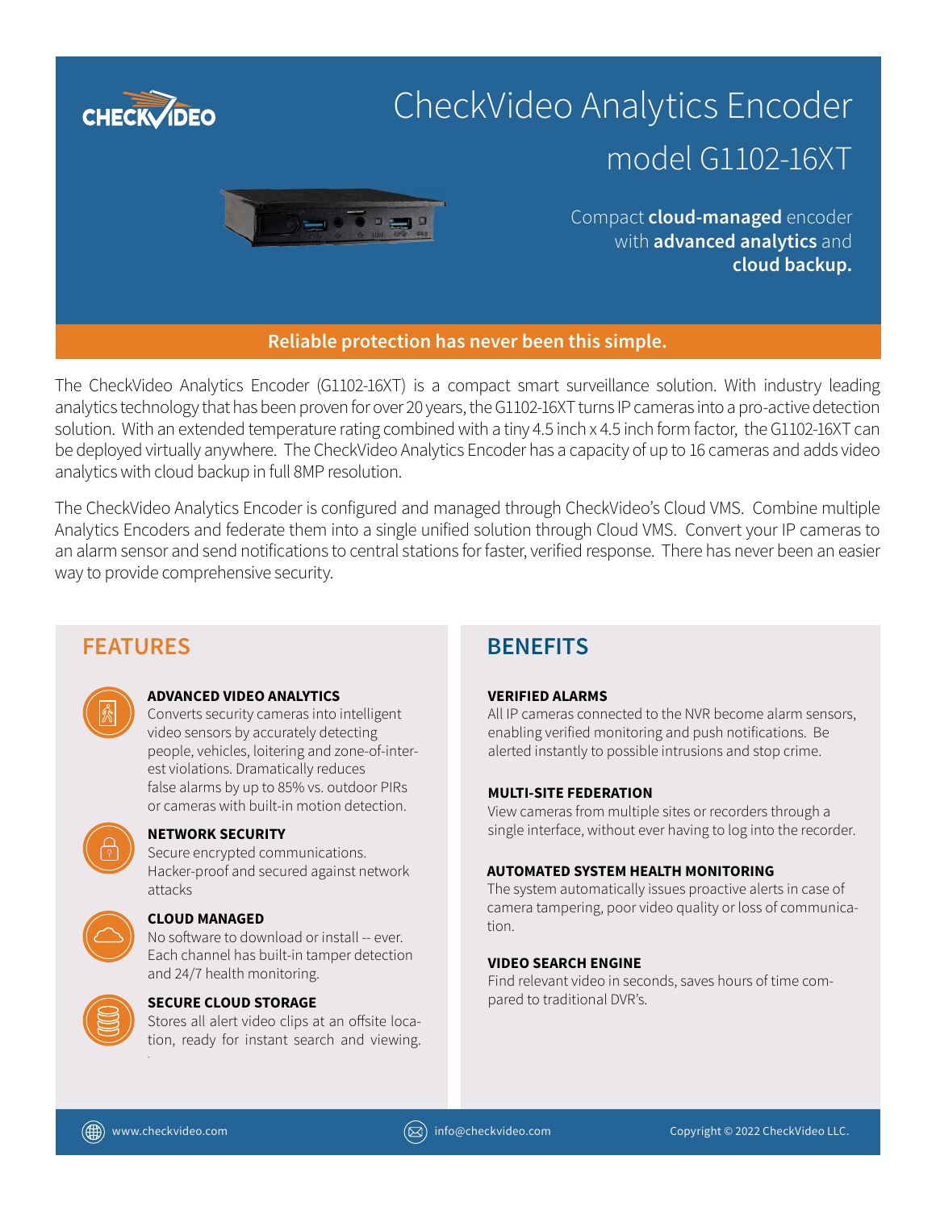CHECKVIDEO

# CheckVideo Analytics Encoder

## model G1102-16XT

Compact **cloud-managed** encoder with **advanced analytics** and **cloud backup.**

**Reliable protection has never been this simple.**

The CheckVideo Analytics Encoder (G1102-16XT) is a compact smart surveillance solution. With industry leading analytics technology that has been proven for over 20 years, the G1102-16XT turns IP cameras into a pro-active detection solution. With an extended temperature rating combined with a tiny 4.5 inch x 4.5 inch form factor, the G1102-16XT can be deployed virtually anywhere. The CheckVideo Analytics Encoder has a capacity of up to 16 cameras and adds video analytics with cloud backup in full 8MP resolution.

The CheckVideo Analytics Encoder is configured and managed through CheckVideo's Cloud VMS. Combine multiple Analytics Encoders and federate them into a single unified solution through Cloud VMS. Convert your IP cameras to an alarm sensor and send notifications to central stations for faster, verified response. There has never been an easier way to provide comprehensive security.

## FEATURES

**ADVANCED VIDEO ANALYTICS**
Converts security cameras into intelligent video sensors by accurately detecting people, vehicles, loitering and zone-of-interest violations. Dramatically reduces false alarms by up to 85% vs. outdoor PIRs or cameras with built-in motion detection.

**NETWORK SECURITY**
Secure encrypted communications. Hacker-proof and secured against network attacks

**CLOUD MANAGED**
No software to download or install -- ever. Each channel has built-in tamper detection and 24/7 health monitoring.

**SECURE CLOUD STORAGE**
Stores all alert video clips at an offsite location, ready for instant search and viewing.

## BENEFITS

**VERIFIED ALARMS**
All IP cameras connected to the NVR become alarm sensors, enabling verified monitoring and push notifications. Be alerted instantly to possible intrusions and stop crime.

**MULTI-SITE FEDERATION**
View cameras from multiple sites or recorders through a single interface, without ever having to log into the recorder.

**AUTOMATED SYSTEM HEALTH MONITORING**
The system automatically issues proactive alerts in case of camera tampering, poor video quality or loss of communication.

**VIDEO SEARCH ENGINE**
Find relevant video in seconds, saves hours of time compared to traditional DVR's.

www.checkvideo.com | info@checkvideo.com | Copyright © 2022 CheckVideo LLC.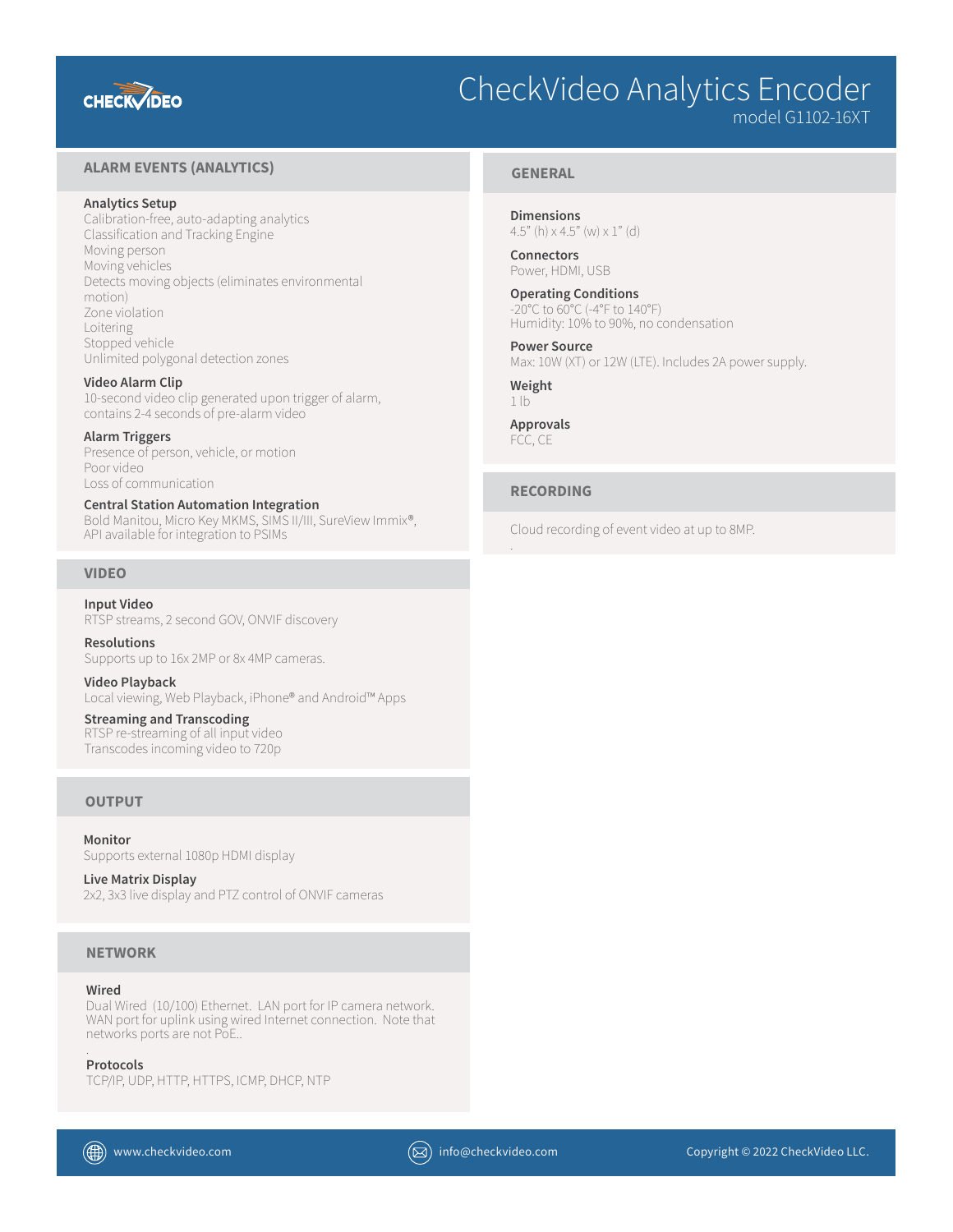# CheckVideo Analytics Encoder

model G1102-16XT

## ALARM EVENTS (ANALYTICS)

**Analytics Setup**
Calibration-free, auto-adapting analytics
Classification and Tracking Engine
Moving person
Moving vehicles
Detects moving objects (eliminates environmental motion)
Zone violation
Loitering
Stopped vehicle
Unlimited polygonal detection zones

**Video Alarm Clip**
10-second video clip generated upon trigger of alarm, contains 2-4 seconds of pre-alarm video

**Alarm Triggers**
Presence of person, vehicle, or motion
Poor video
Loss of communication

**Central Station Automation Integration**
Bold Manitou, Micro Key MKMS, SIMS II/III, SureView Immix®, API available for integration to PSIMs

## VIDEO

**Input Video**
RTSP streams, 2 second GOV, ONVIF discovery

**Resolutions**
Supports up to 16x 2MP or 8x 4MP cameras.

**Video Playback**
Local viewing, Web Playback, iPhone® and Android™ Apps

**Streaming and Transcoding**
RTSP re-streaming of all input video
Transcodes incoming video to 720p

## OUTPUT

**Monitor**
Supports external 1080p HDMI display

**Live Matrix Display**
2x2, 3x3 live display and PTZ control of ONVIF cameras

## NETWORK

**Wired**
Dual Wired (10/100) Ethernet. LAN port for IP camera network. WAN port for uplink using wired Internet connection. Note that networks ports are not PoE..

**Protocols**
TCP/IP, UDP, HTTP, HTTPS, ICMP, DHCP, NTP

## GENERAL

**Dimensions**
4.5" (h) x 4.5" (w) x 1" (d)

**Connectors**
Power, HDMI, USB

**Operating Conditions**
-20°C to 60°C (-4°F to 140°F)
Humidity: 10% to 90%, no condensation

**Power Source**
Max: 10W (XT) or 12W (LTE). Includes 2A power supply.

**Weight**
1 lb

**Approvals**
FCC, CE

## RECORDING

Cloud recording of event video at up to 8MP.

www.checkvideo.com info@checkvideo.com Copyright © 2022 CheckVideo LLC.